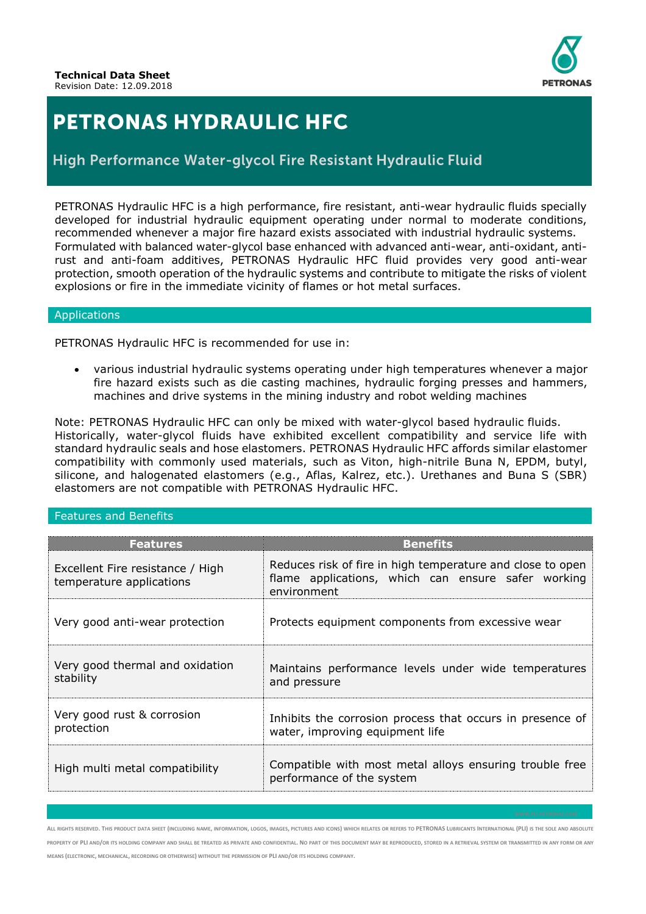**Technical Data Sheet**
Revision Date: 12.09.2018

# PETRONAS HYDRAULIC HFC

## High Performance Water-glycol Fire Resistant Hydraulic Fluid

PETRONAS Hydraulic HFC is a high performance, fire resistant, anti-wear hydraulic fluids specially developed for industrial hydraulic equipment operating under normal to moderate conditions, recommended whenever a major fire hazard exists associated with industrial hydraulic systems. Formulated with balanced water-glycol base enhanced with advanced anti-wear, anti-oxidant, anti-rust and anti-foam additives, PETRONAS Hydraulic HFC fluid provides very good anti-wear protection, smooth operation of the hydraulic systems and contribute to mitigate the risks of violent explosions or fire in the immediate vicinity of flames or hot metal surfaces.

### Applications

PETRONAS Hydraulic HFC is recommended for use in:

- various industrial hydraulic systems operating under high temperatures whenever a major fire hazard exists such as die casting machines, hydraulic forging presses and hammers, machines and drive systems in the mining industry and robot welding machines

Note: PETRONAS Hydraulic HFC can only be mixed with water-glycol based hydraulic fluids. Historically, water-glycol fluids have exhibited excellent compatibility and service life with standard hydraulic seals and hose elastomers. PETRONAS Hydraulic HFC affords similar elastomer compatibility with commonly used materials, such as Viton, high-nitrile Buna N, EPDM, butyl, silicone, and halogenated elastomers (e.g., Aflas, Kalrez, etc.). Urethanes and Buna S (SBR) elastomers are not compatible with PETRONAS Hydraulic HFC.

### Features and Benefits

| Features | Benefits |
|---|---|
| Excellent Fire resistance / High temperature applications | Reduces risk of fire in high temperature and close to open flame applications, which can ensure safer working environment |
| Very good anti-wear protection | Protects equipment components from excessive wear |
| Very good thermal and oxidation stability | Maintains performance levels under wide temperatures and pressure |
| Very good rust & corrosion protection | Inhibits the corrosion process that occurs in presence of water, improving equipment life |
| High multi metal compatibility | Compatible with most metal alloys ensuring trouble free performance of the system |

ALL RIGHTS RESERVED. THIS PRODUCT DATA SHEET (INCLUDING NAME, INFORMATION, LOGOS, IMAGES, PICTURES AND ICONS) WHICH RELATES OR REFERS TO PETRONAS LUBRICANTS INTERNATIONAL (PLI) IS THE SOLE AND ABSOLUTE PROPERTY OF PLI AND/OR ITS HOLDING COMPANY AND SHALL BE TREATED AS PRIVATE AND CONFIDENTIAL. NO PART OF THIS DOCUMENT MAY BE REPRODUCED, STORED IN A RETRIEVAL SYSTEM OR TRANSMITTED IN ANY FORM OR ANY MEANS (ELECTRONIC, MECHANICAL, RECORDING OR OTHERWISE) WITHOUT THE PERMISSION OF PLI AND/OR ITS HOLDING COMPANY.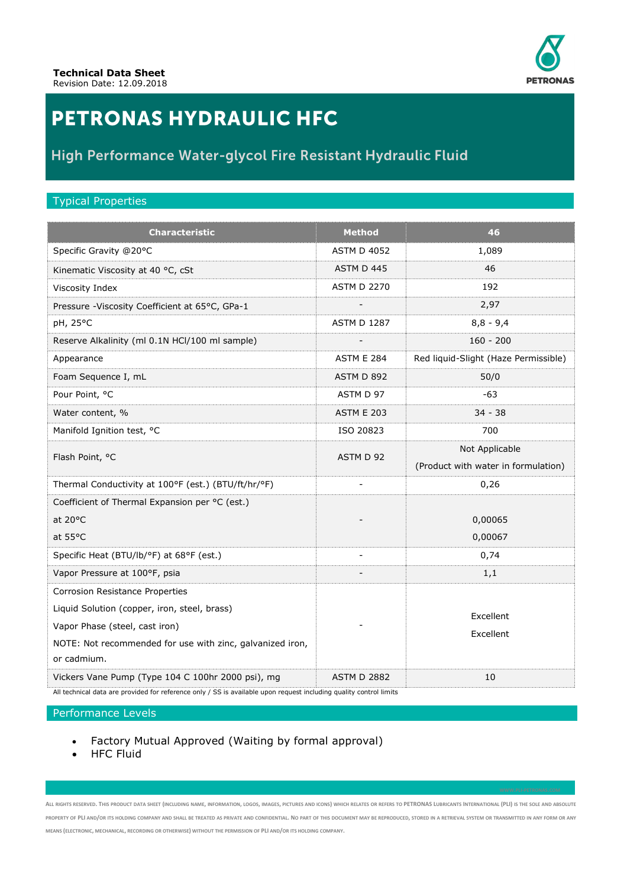Technical Data Sheet
Revision Date: 12.09.2018

# PETRONAS HYDRAULIC HFC

## High Performance Water-glycol Fire Resistant Hydraulic Fluid

### Typical Properties

| Characteristic | Method | 46 |
|---|---|---|
| Specific Gravity @20°C | ASTM D 4052 | 1,089 |
| Kinematic Viscosity at 40 °C, cSt | ASTM D 445 | 46 |
| Viscosity Index | ASTM D 2270 | 192 |
| Pressure -Viscosity Coefficient at 65°C, GPa-1 | - | 2,97 |
| pH, 25°C | ASTM D 1287 | 8,8 - 9,4 |
| Reserve Alkalinity (ml 0.1N HCl/100 ml sample) | - | 160 - 200 |
| Appearance | ASTM E 284 | Red liquid-Slight (Haze Permissible) |
| Foam Sequence I, mL | ASTM D 892 | 50/0 |
| Pour Point, °C | ASTM D 97 | -63 |
| Water content, % | ASTM E 203 | 34 - 38 |
| Manifold Ignition test, °C | ISO 20823 | 700 |
| Flash Point, °C | ASTM D 92 | Not Applicable (Product with water in formulation) |
| Thermal Conductivity at 100°F (est.) (BTU/ft/hr/°F) | - | 0,26 |
| Coefficient of Thermal Expansion per °C (est.) at 20°C at 55°C | - | 0,00065 0,00067 |
| Specific Heat (BTU/lb/°F) at 68°F (est.) | - | 0,74 |
| Vapor Pressure at 100°F, psia | - | 1,1 |
| Corrosion Resistance Properties Liquid Solution (copper, iron, steel, brass) Vapor Phase (steel, cast iron) NOTE: Not recommended for use with zinc, galvanized iron, or cadmium. | - | Excellent Excellent |
| Vickers Vane Pump (Type 104 C 100hr 2000 psi), mg | ASTM D 2882 | 10 |

All technical data are provided for reference only / SS is available upon request including quality control limits

### Performance Levels

- Factory Mutual Approved (Waiting by formal approval)
- HFC Fluid

ALL RIGHTS RESERVED. THIS PRODUCT DATA SHEET (INCLUDING NAME, INFORMATION, LOGOS, IMAGES, PICTURES AND ICONS) WHICH RELATES OR REFERS TO PETRONAS LUBRICANTS INTERNATIONAL (PLI) IS THE SOLE AND ABSOLUTE PROPERTY OF PLI AND/OR ITS HOLDING COMPANY AND SHALL BE TREATED AS PRIVATE AND CONFIDENTIAL. NO PART OF THIS DOCUMENT MAY BE REPRODUCED, STORED IN A RETRIEVAL SYSTEM OR TRANSMITTED IN ANY FORM OR ANY MEANS (ELECTRONIC, MECHANICAL, RECORDING OR OTHERWISE) WITHOUT THE PERMISSION OF PLI AND/OR ITS HOLDING COMPANY.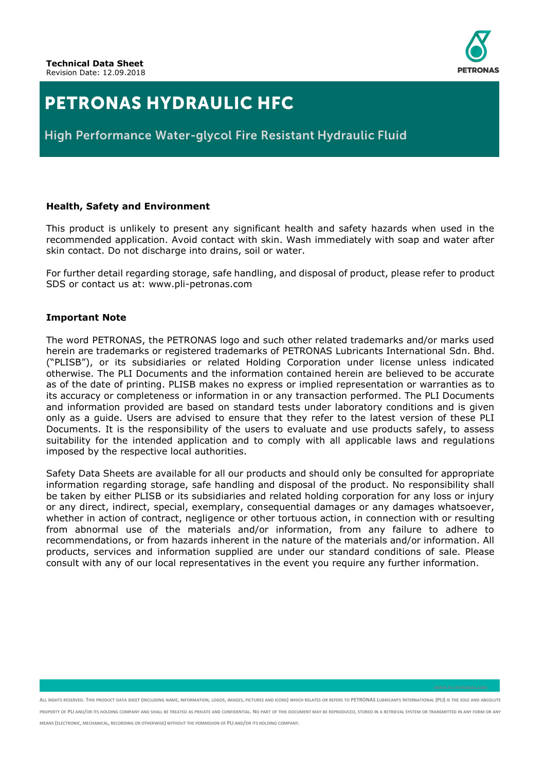## Health, Safety and Environment

This product is unlikely to present any significant health and safety hazards when used in the recommended application. Avoid contact with skin. Wash immediately with soap and water after skin contact. Do not discharge into drains, soil or water.

For further detail regarding storage, safe handling, and disposal of product, please refer to product SDS or contact us at: www.pli-petronas.com

## Important Note

The word PETRONAS, the PETRONAS logo and such other related trademarks and/or marks used herein are trademarks or registered trademarks of PETRONAS Lubricants International Sdn. Bhd. ("PLISB"), or its subsidiaries or related Holding Corporation under license unless indicated otherwise. The PLI Documents and the information contained herein are believed to be accurate as of the date of printing. PLISB makes no express or implied representation or warranties as to its accuracy or completeness or information in or any transaction performed. The PLI Documents and information provided are based on standard tests under laboratory conditions and is given only as a guide. Users are advised to ensure that they refer to the latest version of these PLI Documents. It is the responsibility of the users to evaluate and use products safely, to assess suitability for the intended application and to comply with all applicable laws and regulations imposed by the respective local authorities.

Safety Data Sheets are available for all our products and should only be consulted for appropriate information regarding storage, safe handling and disposal of the product. No responsibility shall be taken by either PLISB or its subsidiaries and related holding corporation for any loss or injury or any direct, indirect, special, exemplary, consequential damages or any damages whatsoever, whether in action of contract, negligence or other tortuous action, in connection with or resulting from abnormal use of the materials and/or information, from any failure to adhere to recommendations, or from hazards inherent in the nature of the materials and/or information. All products, services and information supplied are under our standard conditions of sale. Please consult with any of our local representatives in the event you require any further information.